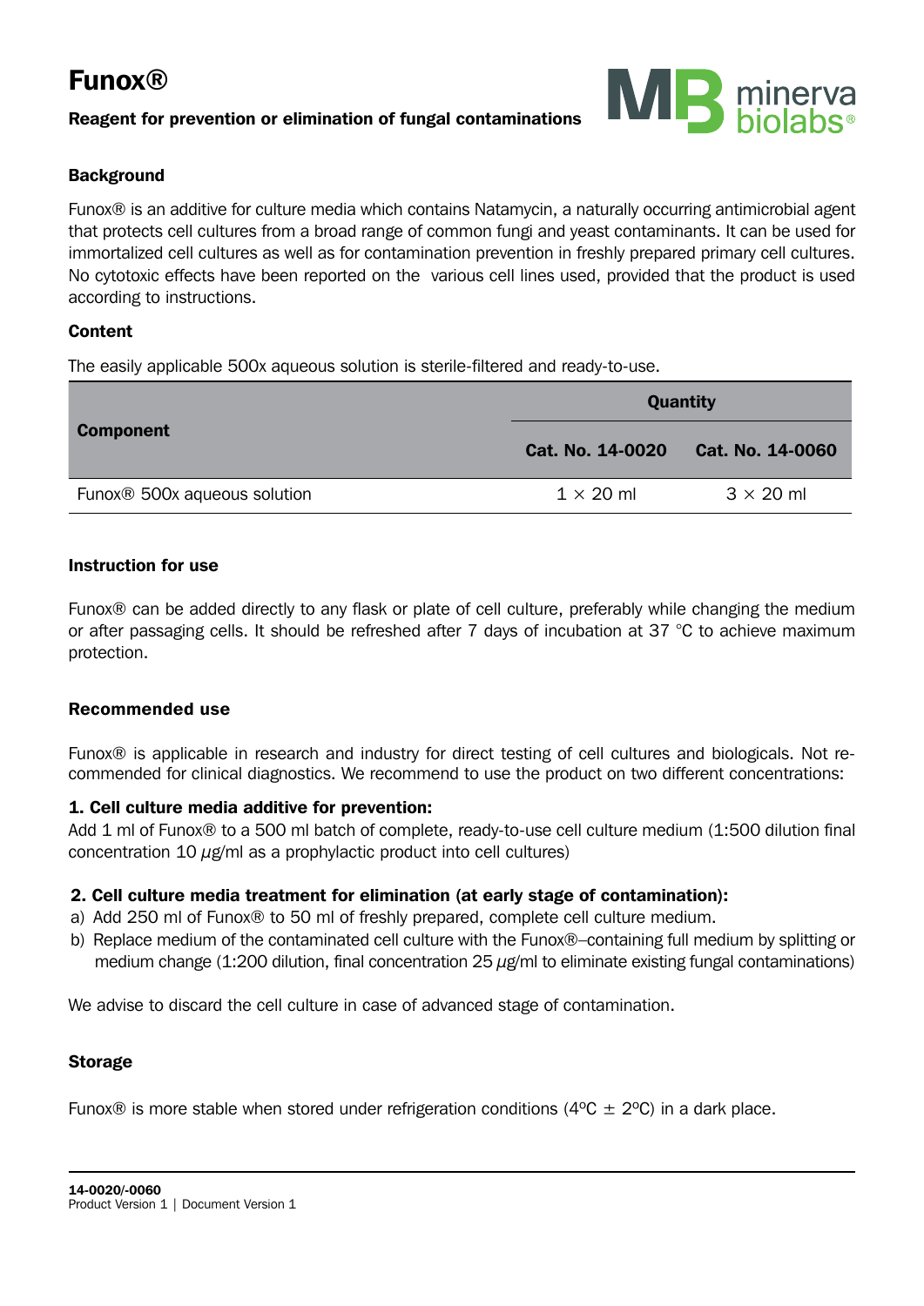# Funox®

**Reagent for prevention or elimination of fungal contaminations**

minerva biolabs®

## Background

Funox® is an additive for culture media which contains Natamycin, a naturally occurring antimicrobial agent that protects cell cultures from a broad range of common fungi and yeast contaminants. It can be used for immortalized cell cultures as well as for contamination prevention in freshly prepared primary cell cultures. No cytotoxic effects have been reported on the various cell lines used, provided that the product is used according to instructions.

## Content

The easily applicable 500x aqueous solution is sterile-filtered and ready-to-use.

| Component | Quantity | |
|---|---|---|
| | Cat. No. 14-0020 | Cat. No. 14-0060 |
| Funox® 500x aqueous solution | 1 × 20 ml | 3 × 20 ml |

## Instruction for use

Funox® can be added directly to any flask or plate of cell culture, preferably while changing the medium or after passaging cells. It should be refreshed after 7 days of incubation at 37 °C to achieve maximum protection.

## Recommended use

Funox® is applicable in research and industry for direct testing of cell cultures and biologicals. Not recommended for clinical diagnostics. We recommend to use the product on two different concentrations:

**1. Cell culture media additive for prevention:**
Add 1 ml of Funox® to a 500 ml batch of complete, ready-to-use cell culture medium (1:500 dilution final concentration 10 µg/ml as a prophylactic product into cell cultures)

**2. Cell culture media treatment for elimination (at early stage of contamination):**

a) Add 250 ml of Funox® to 50 ml of freshly prepared, complete cell culture medium.
b) Replace medium of the contaminated cell culture with the Funox®–containing full medium by splitting or medium change (1:200 dilution, final concentration 25 µg/ml to eliminate existing fungal contaminations)

We advise to discard the cell culture in case of advanced stage of contamination.

## Storage

Funox® is more stable when stored under refrigeration conditions (4°C ± 2°C) in a dark place.

**14-0020/-0060**
Product Version 1 | Document Version 1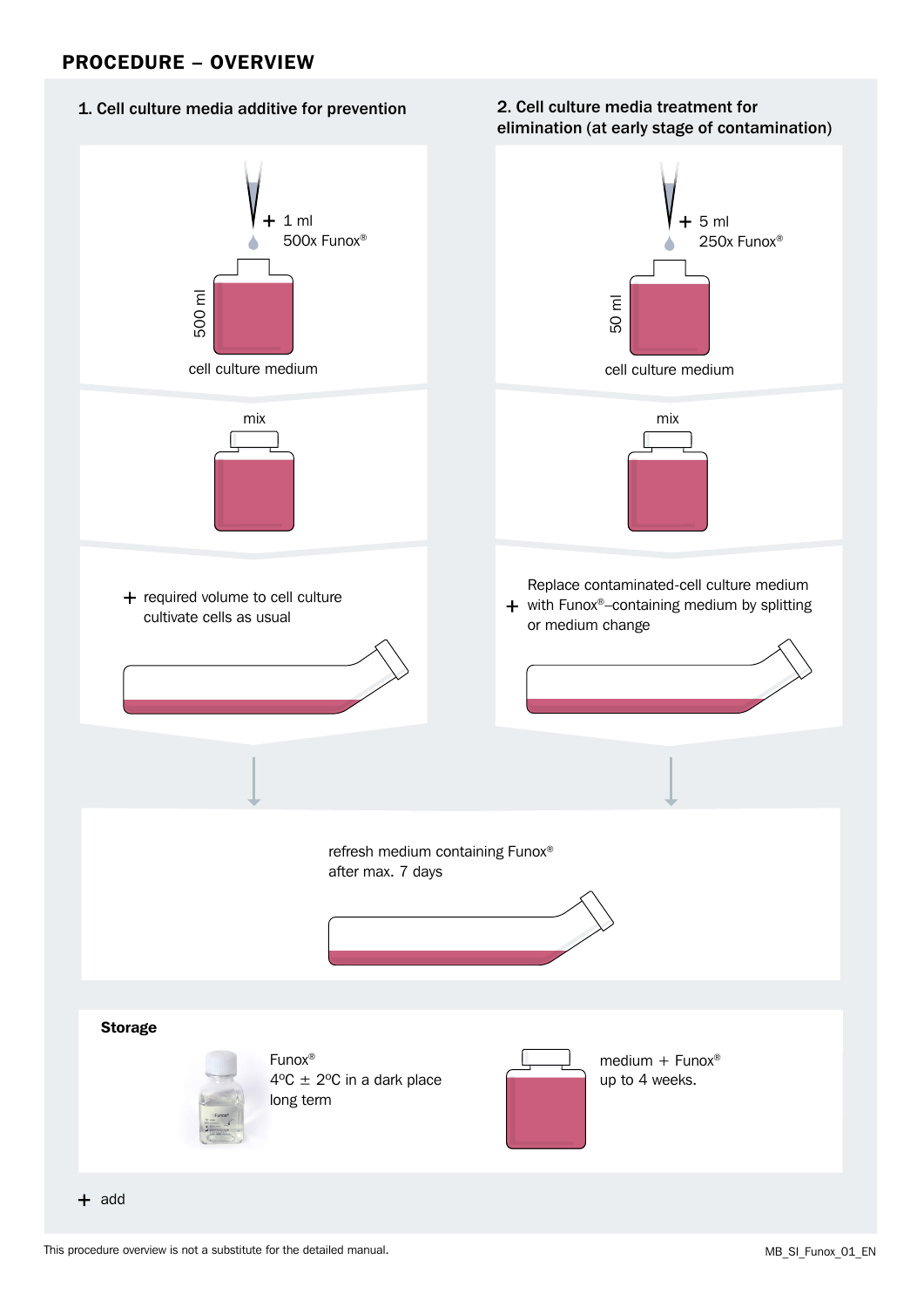## PROCEDURE – OVERVIEW

### 1. Cell culture media additive for prevention

+ 1 ml 500x Funox®

500 ml cell culture medium

mix

+ required volume to cell culture cultivate cells as usual

### 2. Cell culture media treatment for elimination (at early stage of contamination)

+ 5 ml 250x Funox®

50 ml cell culture medium

mix

+ Replace contaminated-cell culture medium with Funox®–containing medium by splitting or medium change

---

refresh medium containing Funox® after max. 7 days

**Storage**

Funox®
4ºC ± 2ºC in a dark place
long term

medium + Funox®
up to 4 weeks.

+ add

This procedure overview is not a substitute for the detailed manual.

MB_SI_Funox_01_EN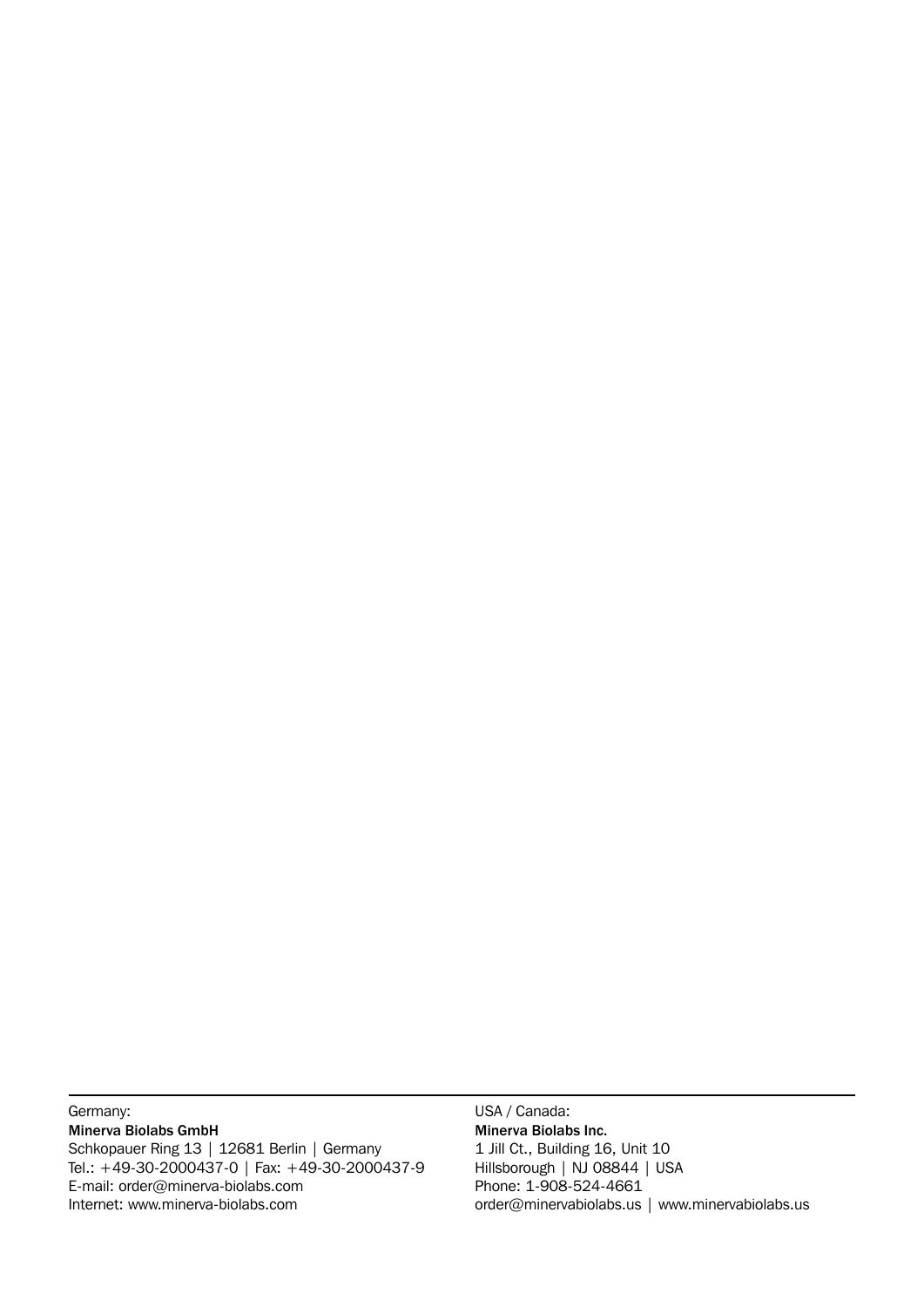Germany:
**Minerva Biolabs GmbH**
Schkopauer Ring 13 | 12681 Berlin | Germany
Tel.: +49-30-2000437-0 | Fax: +49-30-2000437-9
E-mail: order@minerva-biolabs.com
Internet: www.minerva-biolabs.com

USA / Canada:
**Minerva Biolabs Inc.**
1 Jill Ct., Building 16, Unit 10
Hillsborough | NJ 08844 | USA
Phone: 1-908-524-4661
order@minervabiolabs.us | www.minervabiolabs.us